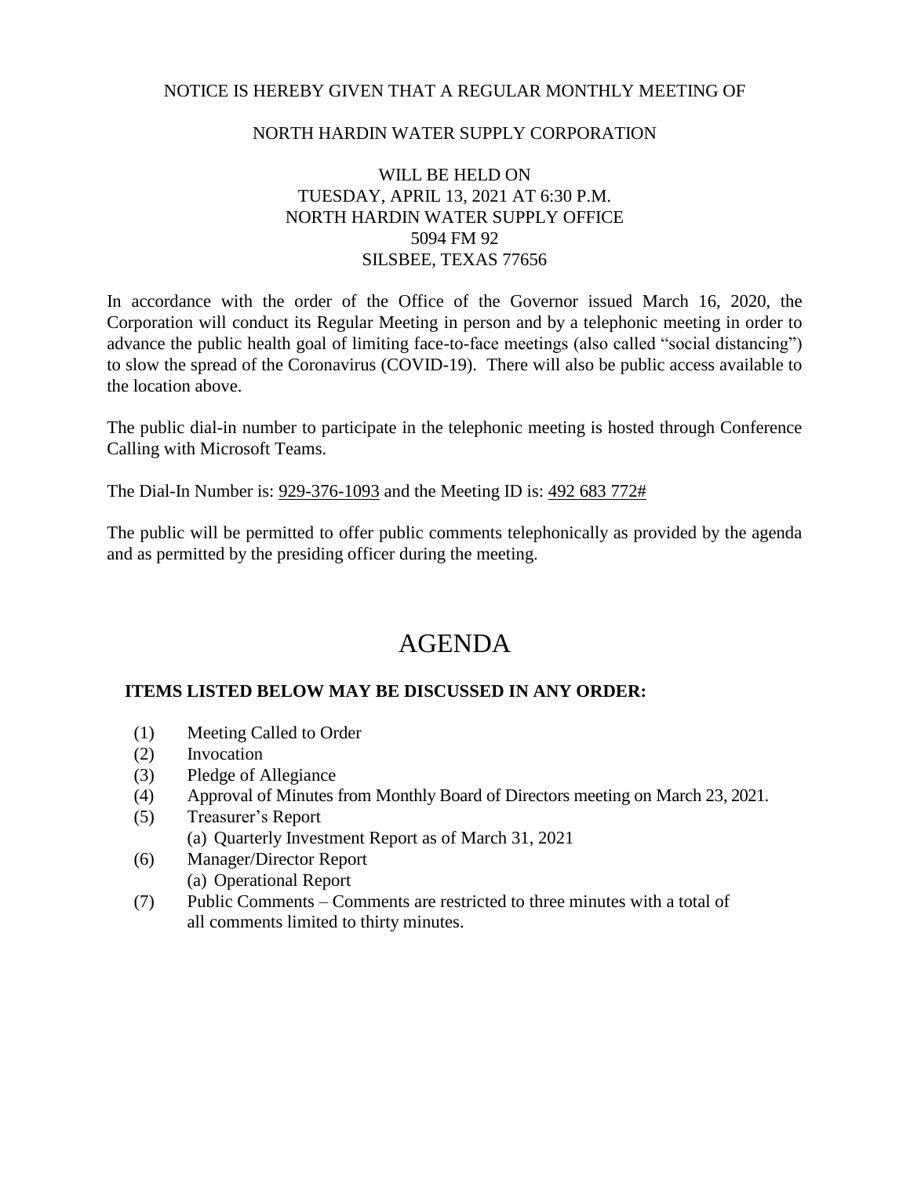NOTICE IS HEREBY GIVEN THAT A REGULAR MONTHLY MEETING OF

NORTH HARDIN WATER SUPPLY CORPORATION

WILL BE HELD ON
TUESDAY, APRIL 13, 2021 AT 6:30 P.M.
NORTH HARDIN WATER SUPPLY OFFICE
5094 FM 92
SILSBEE, TEXAS 77656

In accordance with the order of the Office of the Governor issued March 16, 2020, the Corporation will conduct its Regular Meeting in person and by a telephonic meeting in order to advance the public health goal of limiting face-to-face meetings (also called "social distancing") to slow the spread of the Coronavirus (COVID-19). There will also be public access available to the location above.

The public dial-in number to participate in the telephonic meeting is hosted through Conference Calling with Microsoft Teams.

The Dial-In Number is: 929-376-1093 and the Meeting ID is: 492 683 772#

The public will be permitted to offer public comments telephonically as provided by the agenda and as permitted by the presiding officer during the meeting.

# AGENDA

**ITEMS LISTED BELOW MAY BE DISCUSSED IN ANY ORDER:**

(1) Meeting Called to Order
(2) Invocation
(3) Pledge of Allegiance
(4) Approval of Minutes from Monthly Board of Directors meeting on March 23, 2021.
(5) Treasurer's Report
 (a) Quarterly Investment Report as of March 31, 2021
(6) Manager/Director Report
 (a) Operational Report
(7) Public Comments – Comments are restricted to three minutes with a total of all comments limited to thirty minutes.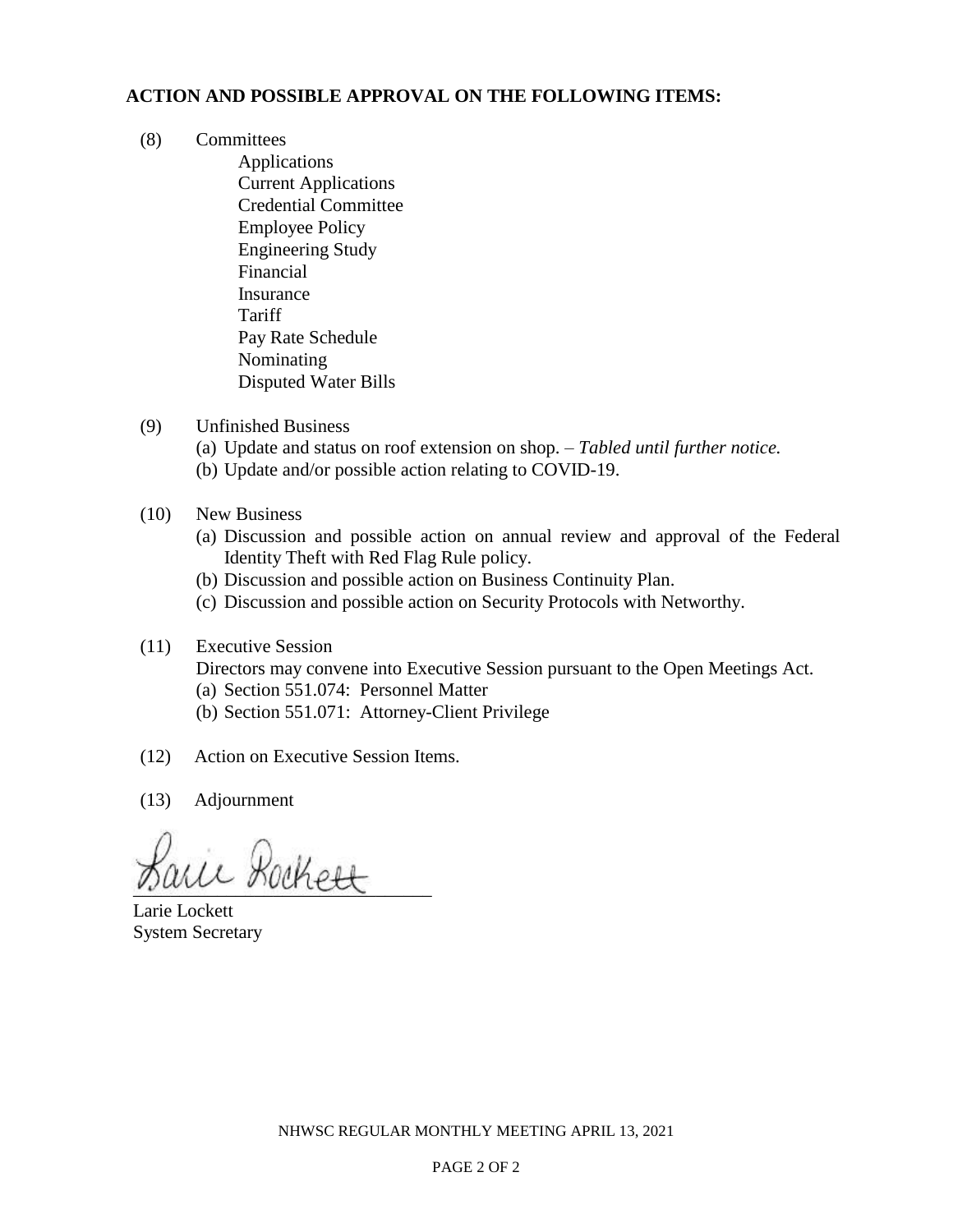**ACTION AND POSSIBLE APPROVAL ON THE FOLLOWING ITEMS:**

(8) Committees
- Applications
- Current Applications
- Credential Committee
- Employee Policy
- Engineering Study
- Financial
- Insurance
- Tariff
- Pay Rate Schedule
- Nominating
- Disputed Water Bills

(9) Unfinished Business
- (a) Update and status on roof extension on shop. – *Tabled until further notice.*
- (b) Update and/or possible action relating to COVID-19.

(10) New Business
- (a) Discussion and possible action on annual review and approval of the Federal Identity Theft with Red Flag Rule policy.
- (b) Discussion and possible action on Business Continuity Plan.
- (c) Discussion and possible action on Security Protocols with Networthy.

(11) Executive Session

Directors may convene into Executive Session pursuant to the Open Meetings Act.
- (a) Section 551.074: Personnel Matter
- (b) Section 551.071: Attorney-Client Privilege

(12) Action on Executive Session Items.

(13) Adjournment

Larie Lockett
System Secretary